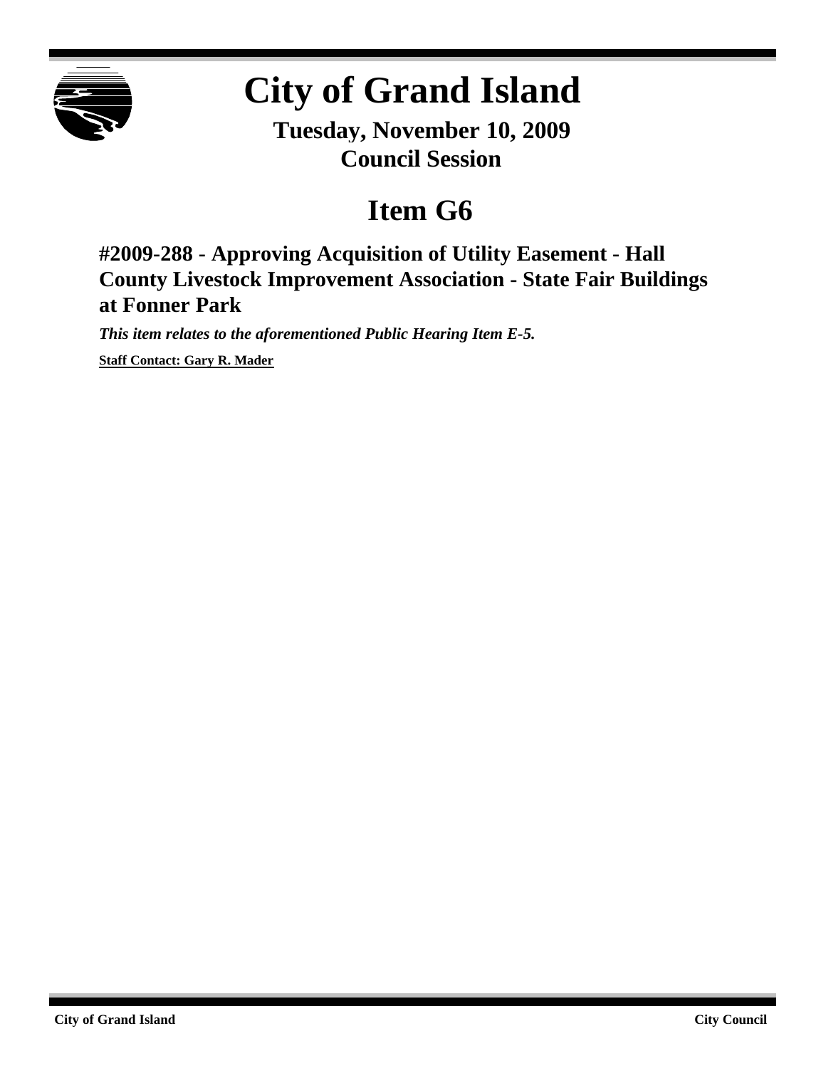# City of Grand Island

**Tuesday, November 10, 2009**
**Council Session**

## Item G6

### #2009-288 - Approving Acquisition of Utility Easement - Hall County Livestock Improvement Association - State Fair Buildings at Fonner Park

***This item relates to the aforementioned Public Hearing Item E-5.***

**Staff Contact: Gary R. Mader**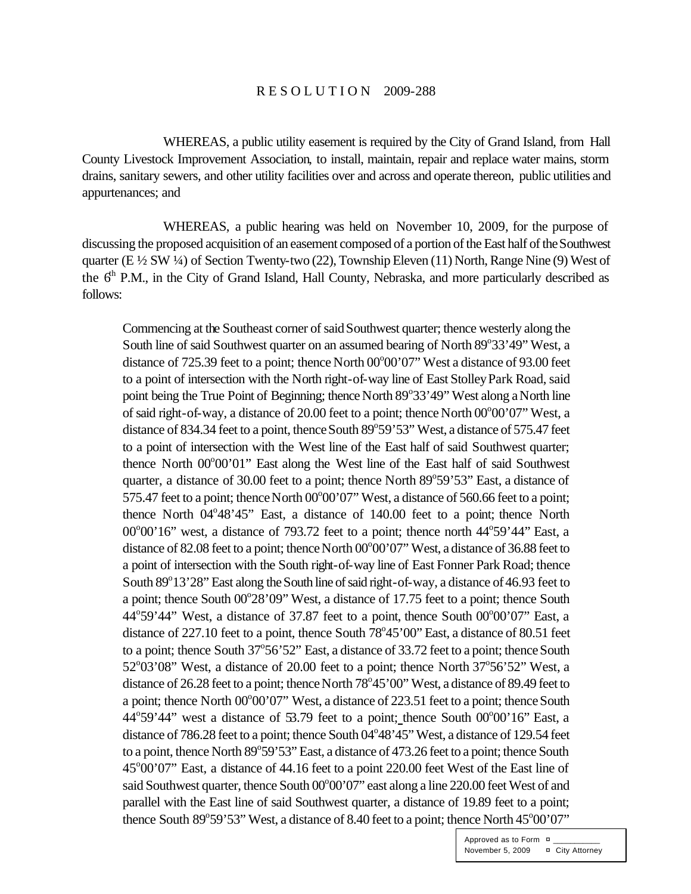# R E S O L U T I O N 2009-288

WHEREAS, a public utility easement is required by the City of Grand Island, from Hall County Livestock Improvement Association, to install, maintain, repair and replace water mains, storm drains, sanitary sewers, and other utility facilities over and across and operate thereon, public utilities and appurtenances; and

WHEREAS, a public hearing was held on November 10, 2009, for the purpose of discussing the proposed acquisition of an easement composed of a portion of the East half of the Southwest quarter (E ½ SW ¼) of Section Twenty-two (22), Township Eleven (11) North, Range Nine (9) West of the 6th P.M., in the City of Grand Island, Hall County, Nebraska, and more particularly described as follows:

> Commencing at the Southeast corner of said Southwest quarter; thence westerly along the South line of said Southwest quarter on an assumed bearing of North 89°33'49" West, a distance of 725.39 feet to a point; thence North 00°00'07" West a distance of 93.00 feet to a point of intersection with the North right-of-way line of East Stolley Park Road, said point being the True Point of Beginning; thence North 89°33'49" West along a North line of said right-of-way, a distance of 20.00 feet to a point; thence North 00°00'07" West, a distance of 834.34 feet to a point, thence South 89°59'53" West, a distance of 575.47 feet to a point of intersection with the West line of the East half of said Southwest quarter; thence North 00°00'01" East along the West line of the East half of said Southwest quarter, a distance of 30.00 feet to a point; thence North 89°59'53" East, a distance of 575.47 feet to a point; thence North 00°00'07" West, a distance of 560.66 feet to a point; thence North 04°48'45" East, a distance of 140.00 feet to a point; thence North 00°00'16" west, a distance of 793.72 feet to a point; thence north 44°59'44" East, a distance of 82.08 feet to a point; thence North 00°00'07" West, a distance of 36.88 feet to a point of intersection with the South right-of-way line of East Fonner Park Road; thence South 89°13'28" East along the South line of said right-of-way, a distance of 46.93 feet to a point; thence South 00°28'09" West, a distance of 17.75 feet to a point; thence South 44°59'44" West, a distance of 37.87 feet to a point, thence South 00°00'07" East, a distance of 227.10 feet to a point, thence South 78°45'00" East, a distance of 80.51 feet to a point; thence South 37°56'52" East, a distance of 33.72 feet to a point; thence South 52°03'08" West, a distance of 20.00 feet to a point; thence North 37°56'52" West, a distance of 26.28 feet to a point; thence North 78°45'00" West, a distance of 89.49 feet to a point; thence North 00°00'07" West, a distance of 223.51 feet to a point; thence South 44°59'44" west a distance of 53.79 feet to a point; thence South 00°00'16" East, a distance of 786.28 feet to a point; thence South 04°48'45" West, a distance of 129.54 feet to a point, thence North 89°59'53" East, a distance of 473.26 feet to a point; thence South 45°00'07" East, a distance of 44.16 feet to a point 220.00 feet West of the East line of said Southwest quarter, thence South 00°00'07" east along a line 220.00 feet West of and parallel with the East line of said Southwest quarter, a distance of 19.89 feet to a point; thence South 89°59'53" West, a distance of 8.40 feet to a point; thence North 45°00'07"

Approved as to Form ¤ ___________
November 5, 2009 ¤ City Attorney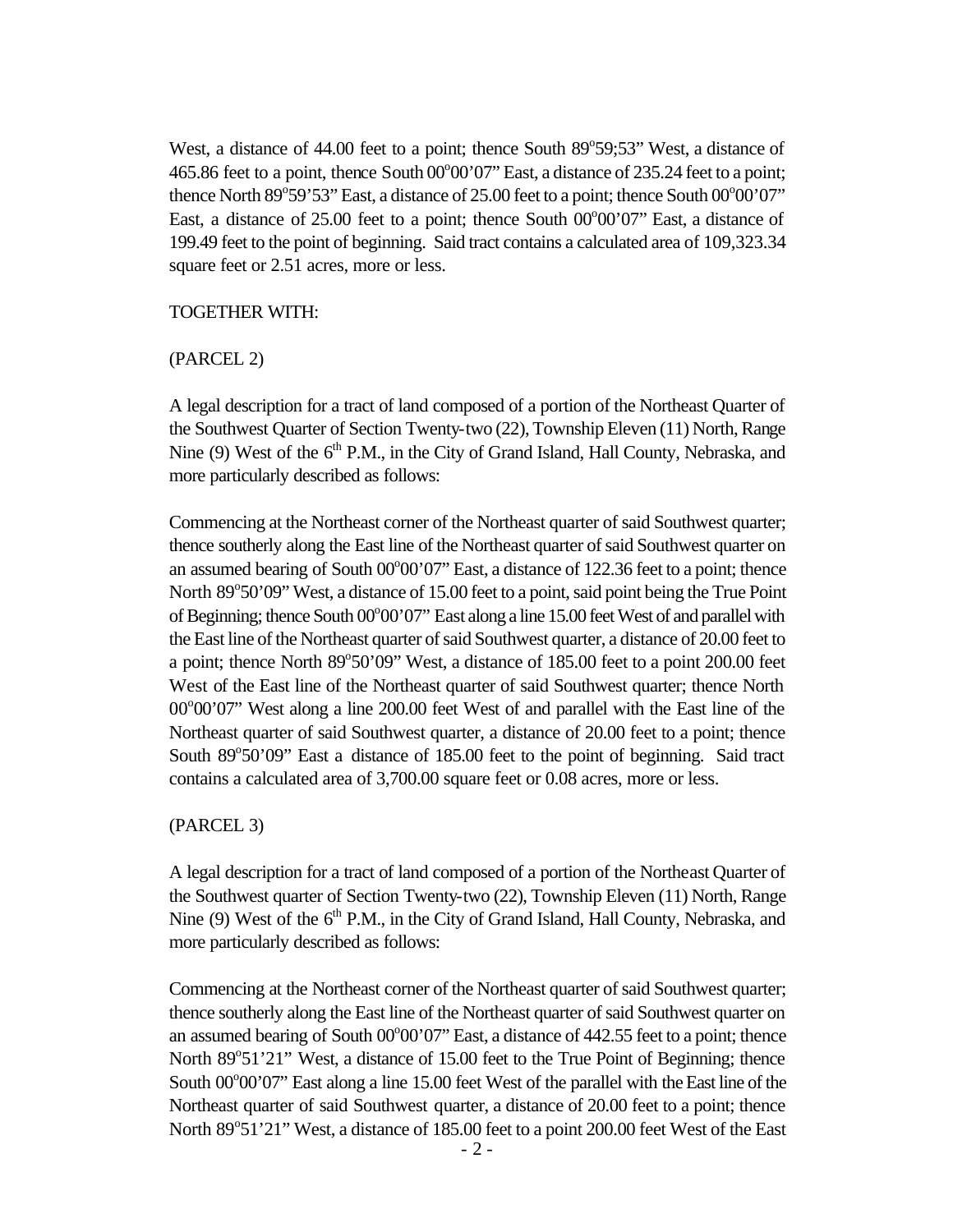West, a distance of 44.00 feet to a point; thence South 89°59;53" West, a distance of 465.86 feet to a point, thence South 00°00'07" East, a distance of 235.24 feet to a point; thence North 89°59'53" East, a distance of 25.00 feet to a point; thence South 00°00'07" East, a distance of 25.00 feet to a point; thence South 00°00'07" East, a distance of 199.49 feet to the point of beginning. Said tract contains a calculated area of 109,323.34 square feet or 2.51 acres, more or less.

TOGETHER WITH:

(PARCEL 2)

A legal description for a tract of land composed of a portion of the Northeast Quarter of the Southwest Quarter of Section Twenty-two (22), Township Eleven (11) North, Range Nine (9) West of the 6th P.M., in the City of Grand Island, Hall County, Nebraska, and more particularly described as follows:

Commencing at the Northeast corner of the Northeast quarter of said Southwest quarter; thence southerly along the East line of the Northeast quarter of said Southwest quarter on an assumed bearing of South 00°00'07" East, a distance of 122.36 feet to a point; thence North 89°50'09" West, a distance of 15.00 feet to a point, said point being the True Point of Beginning; thence South 00°00'07" East along a line 15.00 feet West of and parallel with the East line of the Northeast quarter of said Southwest quarter, a distance of 20.00 feet to a point; thence North 89°50'09" West, a distance of 185.00 feet to a point 200.00 feet West of the East line of the Northeast quarter of said Southwest quarter; thence North 00°00'07" West along a line 200.00 feet West of and parallel with the East line of the Northeast quarter of said Southwest quarter, a distance of 20.00 feet to a point; thence South 89°50'09" East a distance of 185.00 feet to the point of beginning. Said tract contains a calculated area of 3,700.00 square feet or 0.08 acres, more or less.

(PARCEL 3)

A legal description for a tract of land composed of a portion of the Northeast Quarter of the Southwest quarter of Section Twenty-two (22), Township Eleven (11) North, Range Nine (9) West of the 6th P.M., in the City of Grand Island, Hall County, Nebraska, and more particularly described as follows:

Commencing at the Northeast corner of the Northeast quarter of said Southwest quarter; thence southerly along the East line of the Northeast quarter of said Southwest quarter on an assumed bearing of South 00°00'07" East, a distance of 442.55 feet to a point; thence North 89°51'21" West, a distance of 15.00 feet to the True Point of Beginning; thence South 00°00'07" East along a line 15.00 feet West of the parallel with the East line of the Northeast quarter of said Southwest quarter, a distance of 20.00 feet to a point; thence North 89°51'21" West, a distance of 185.00 feet to a point 200.00 feet West of the East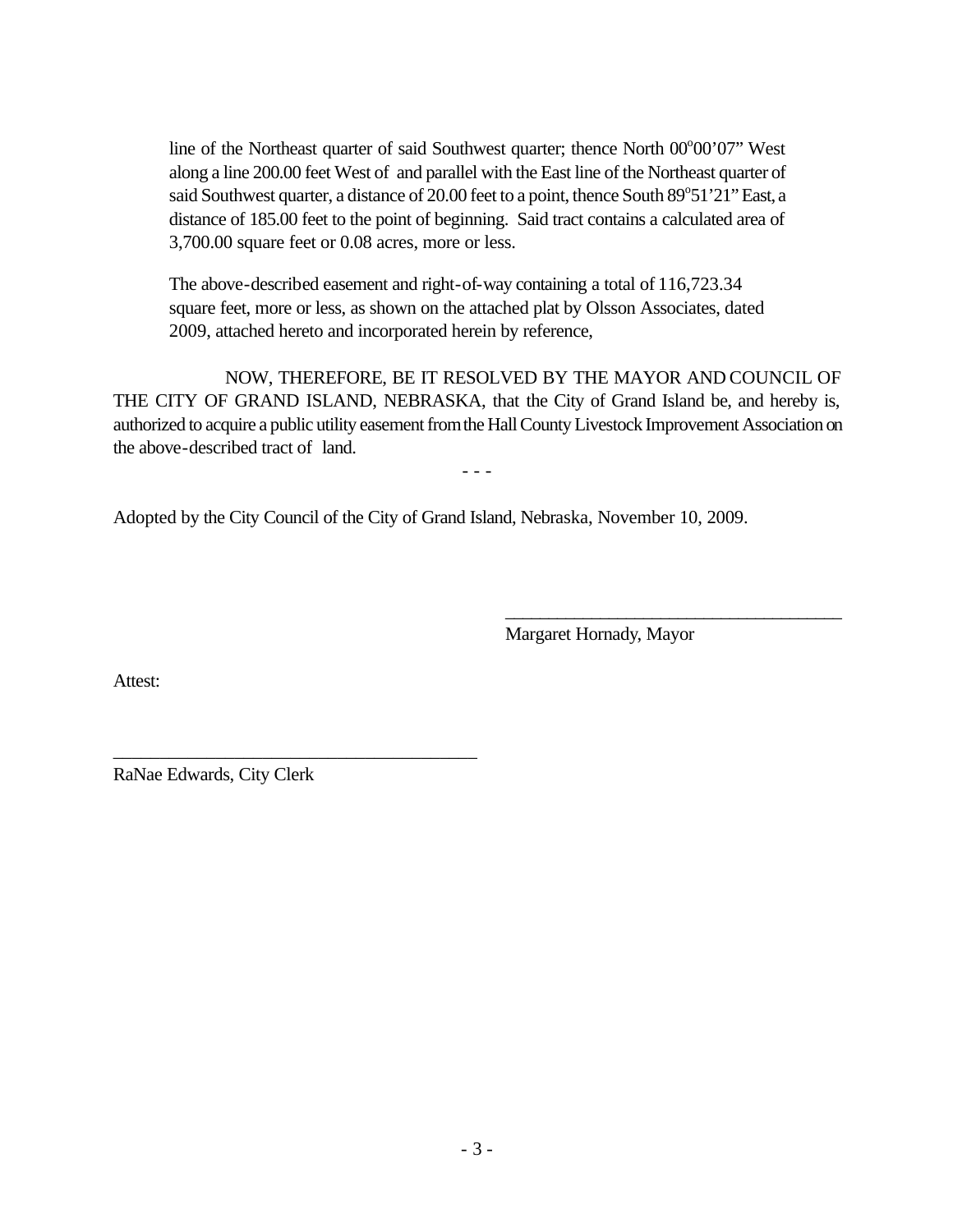line of the Northeast quarter of said Southwest quarter; thence North 00°00'07" West along a line 200.00 feet West of and parallel with the East line of the Northeast quarter of said Southwest quarter, a distance of 20.00 feet to a point, thence South 89°51'21" East, a distance of 185.00 feet to the point of beginning. Said tract contains a calculated area of 3,700.00 square feet or 0.08 acres, more or less.

The above-described easement and right-of-way containing a total of 116,723.34 square feet, more or less, as shown on the attached plat by Olsson Associates, dated 2009, attached hereto and incorporated herein by reference,

NOW, THEREFORE, BE IT RESOLVED BY THE MAYOR AND COUNCIL OF THE CITY OF GRAND ISLAND, NEBRASKA, that the City of Grand Island be, and hereby is, authorized to acquire a public utility easement from the Hall County Livestock Improvement Association on the above-described tract of land.

- - -

Adopted by the City Council of the City of Grand Island, Nebraska, November 10, 2009.

\_\_\_\_\_\_\_\_\_\_\_\_\_\_\_\_\_\_\_\_\_\_\_\_\_\_\_\_\_\_\_\_\_\_\_\_\_\_\_\_

Margaret Hornady, Mayor

Attest:

\_\_\_\_\_\_\_\_\_\_\_\_\_\_\_\_\_\_\_\_\_\_\_\_\_\_\_\_\_\_\_\_\_\_\_\_\_\_\_\_

RaNae Edwards, City Clerk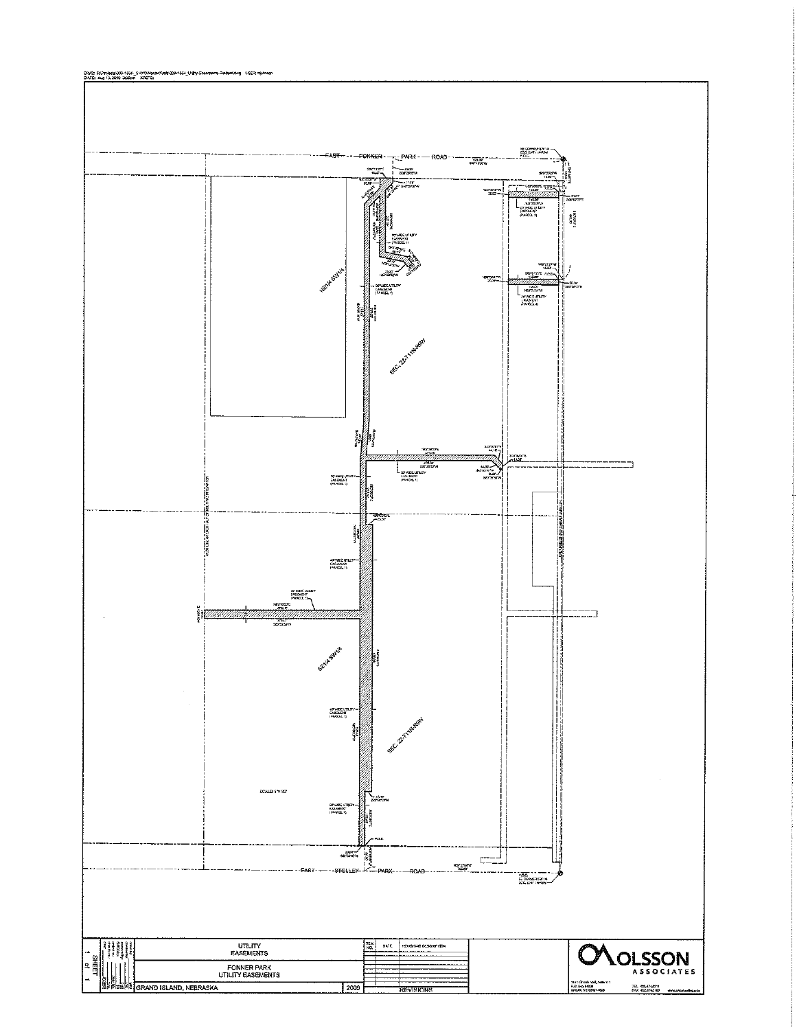EAST FONNER PARK ROAD

NE1/4 SW1/4

SEC. 22-T11N-R9W

30' WIDE UTILITY EASEMENT (PARCEL 1)

20' WIDE UTILITY EASEMENT (PARCEL 2)

20' WIDE UTILITY EASEMENT (PARCEL 3)

40' WIDE UTILITY EASEMENT (PARCEL 1)

30' WIDE UTILITY EASEMENT (PARCEL 1)

SE1/4 SW1/4

SEC. 22-T11N-R9W

SCALE: 1"=100'

P.O.B.

EAST STOLLEY PARK ROAD

| | | | |
|---|---|---|---|
| UTILITY EASEMENTS | REV. NO. | DATE | REVISIONS DESCRIPTION |
| FONNER PARK UTILITY EASEMENTS | | | |
| GRAND ISLAND, NEBRASKA | 2009 | | REVISIONS |

SHEET 1 of 1

OLSSON ASSOCIATES